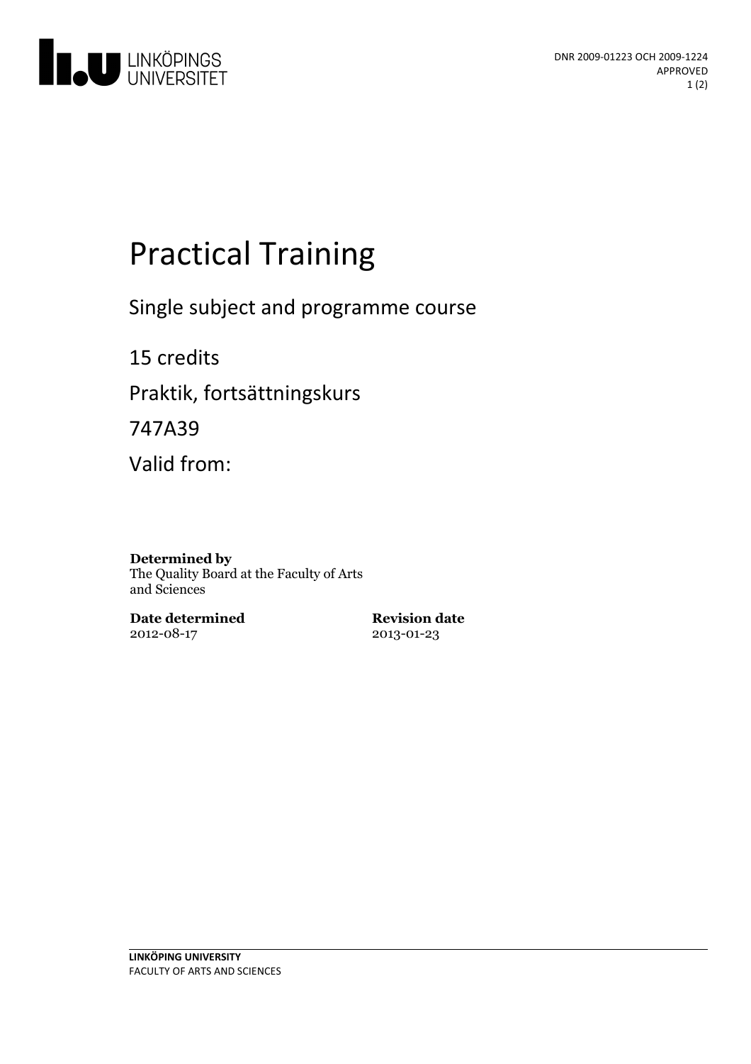DNR 2009-01223 OCH 2009-1224
APPROVED

# Practical Training

Single subject and programme course

15 credits

Praktik, fortsättningskurs

747A39

Valid from:

**Determined by**
The Quality Board at the Faculty of Arts and Sciences

**Date determined**
2012-08-17

**Revision date**
2013-01-23

**LINKÖPING UNIVERSITY**
FACULTY OF ARTS AND SCIENCES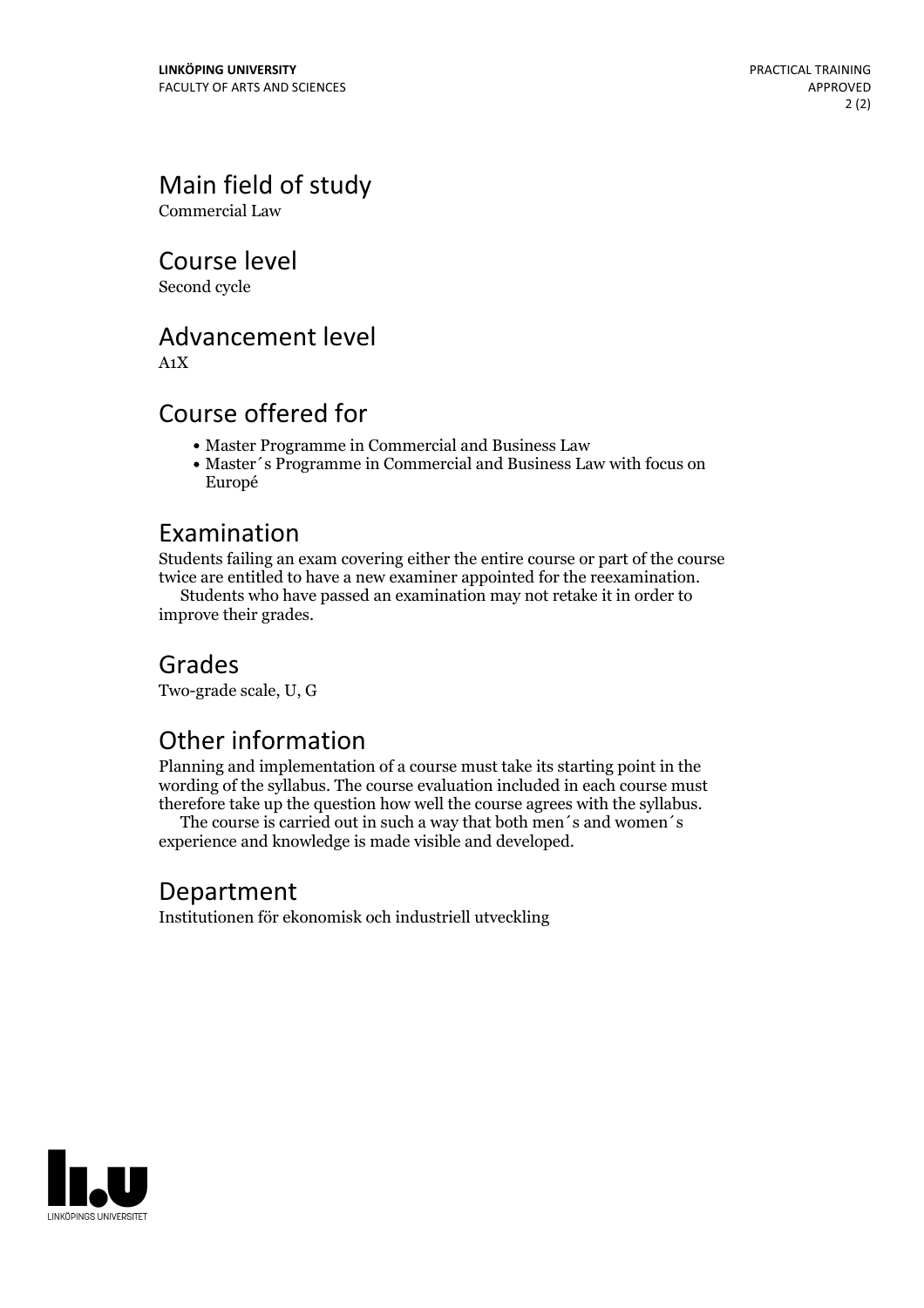## Main field of study

Commercial Law

## Course level

Second cycle

## Advancement level

A1X

## Course offered for

- Master Programme in Commercial and Business Law
- Master´s Programme in Commercial and Business Law with focus on Europé

## Examination

Students failing an exam covering either the entire course or part of the course twice are entitled to have a new examiner appointed for the reexamination.

Students who have passed an examination may not retake it in order to improve their grades.

## Grades

Two-grade scale, U, G

## Other information

Planning and implementation of a course must take its starting point in the wording of the syllabus. The course evaluation included in each course must therefore take up the question how well the course agrees with the syllabus.

The course is carried out in such a way that both men´s and women´s experience and knowledge is made visible and developed.

## Department

Institutionen för ekonomisk och industriell utveckling